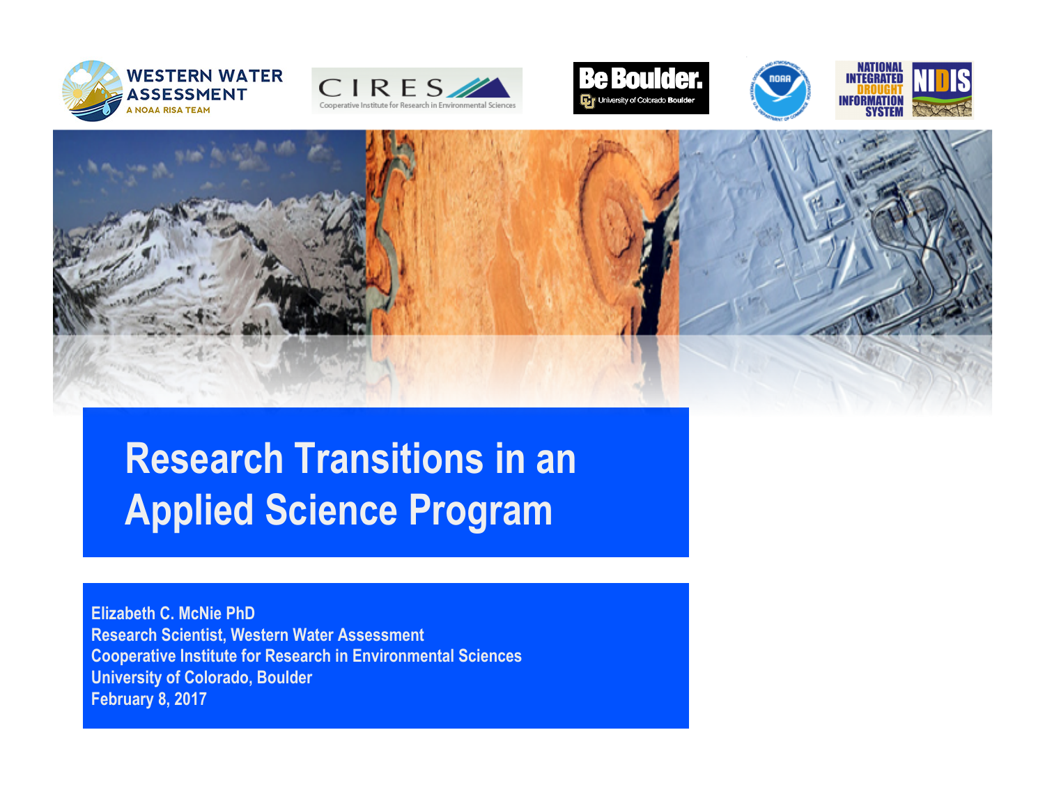# Research Transitions in an Applied Science Program

Elizabeth C. McNie PhD
Research Scientist, Western Water Assessment
Cooperative Institute for Research in Environmental Sciences
University of Colorado, Boulder
February 8, 2017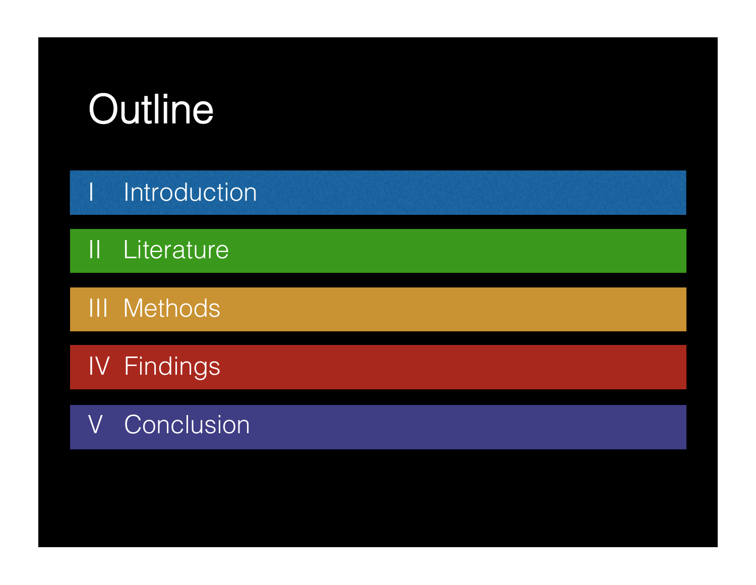# Outline

- I Introduction
- II Literature
- III Methods
- IV Findings
- V Conclusion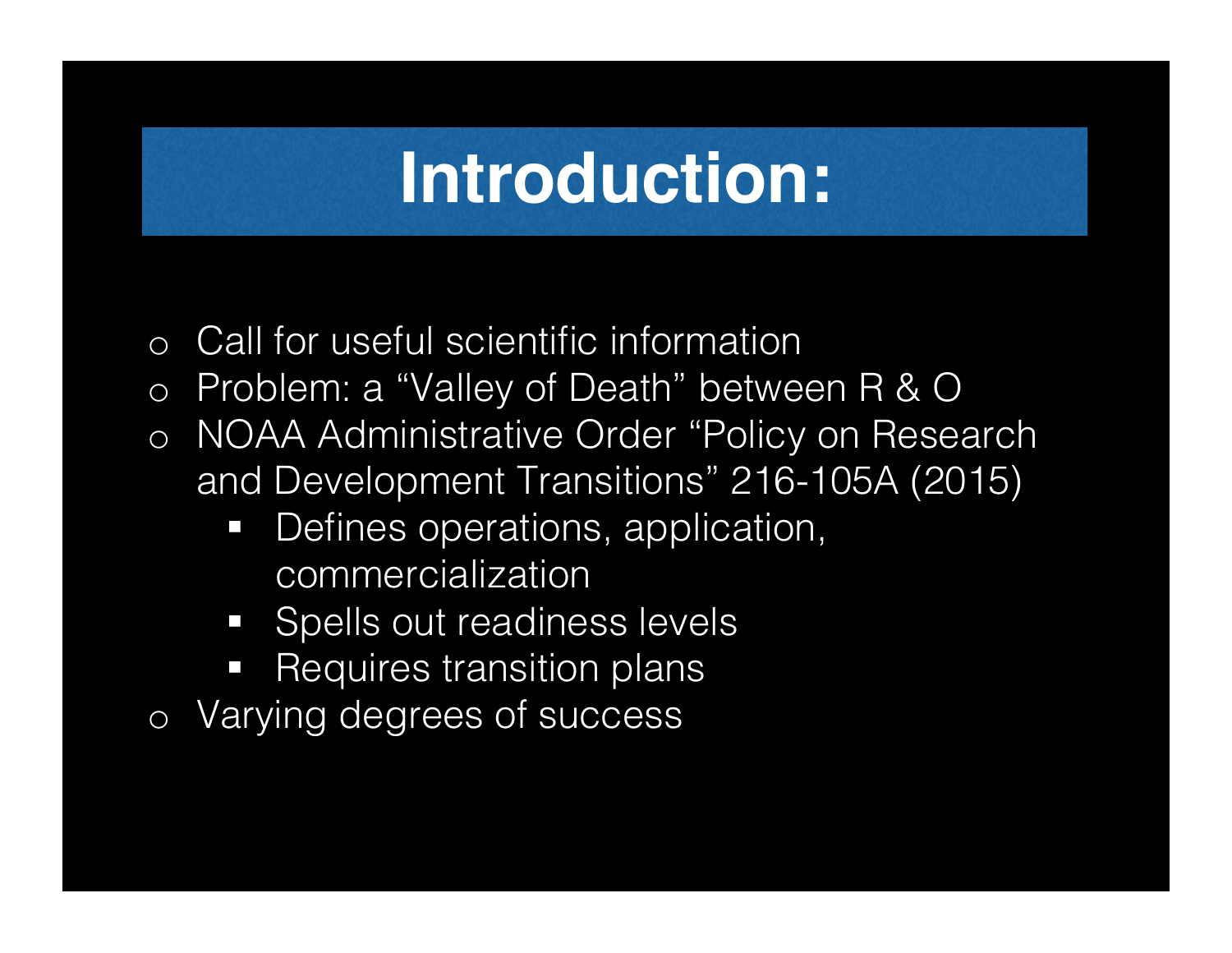# Introduction:

- Call for useful scientific information
- Problem: a "Valley of Death" between R & O
- NOAA Administrative Order "Policy on Research and Development Transitions" 216-105A (2015)
  - Defines operations, application, commercialization
  - Spells out readiness levels
  - Requires transition plans
- Varying degrees of success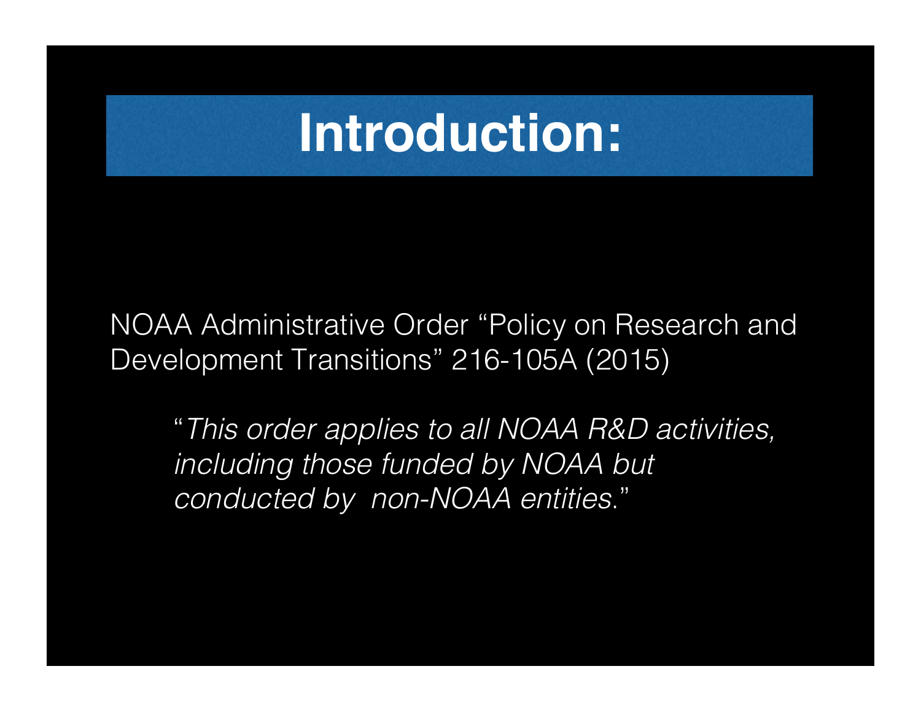# Introduction:

NOAA Administrative Order "Policy on Research and Development Transitions" 216-105A (2015)

> "*This order applies to all NOAA R&D activities, including those funded by NOAA but conducted by non-NOAA entities*."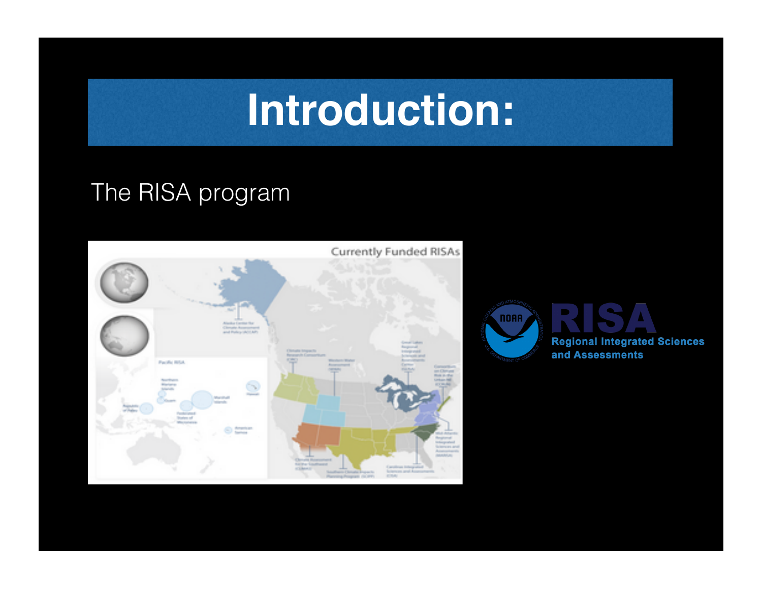# Introduction:

The RISA program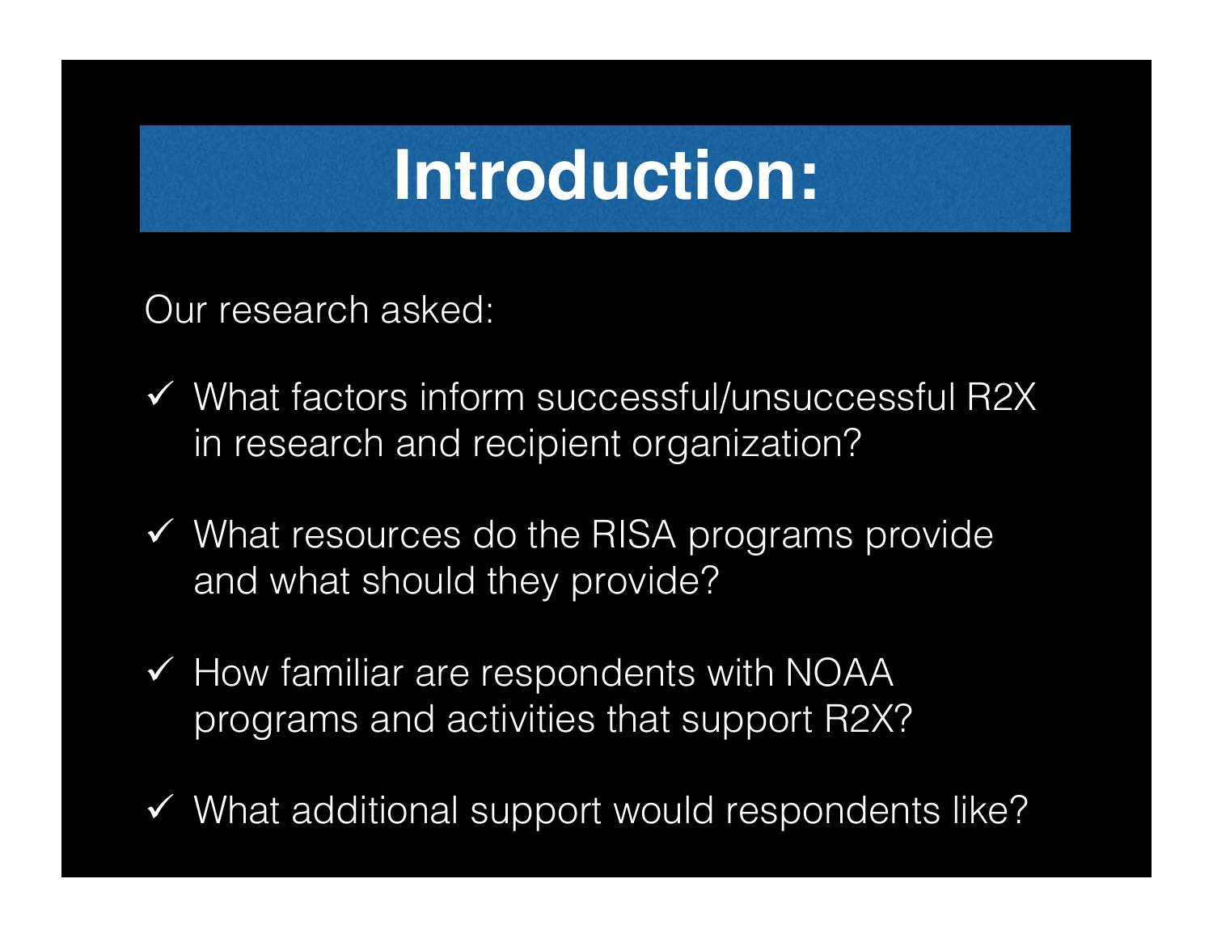# Introduction:

Our research asked:

- ✓ What factors inform successful/unsuccessful R2X in research and recipient organization?
- ✓ What resources do the RISA programs provide and what should they provide?
- ✓ How familiar are respondents with NOAA programs and activities that support R2X?
- ✓ What additional support would respondents like?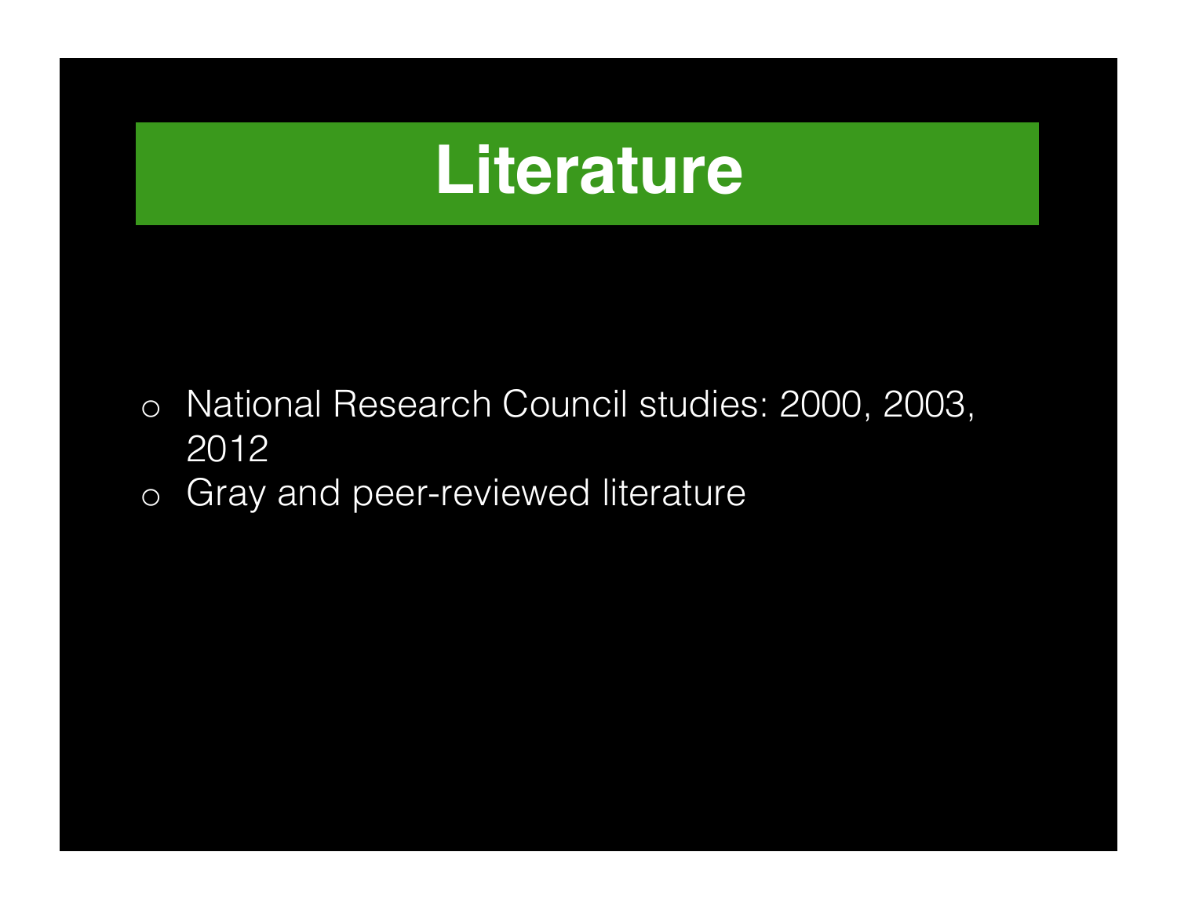# Literature

- National Research Council studies: 2000, 2003, 2012
- Gray and peer-reviewed literature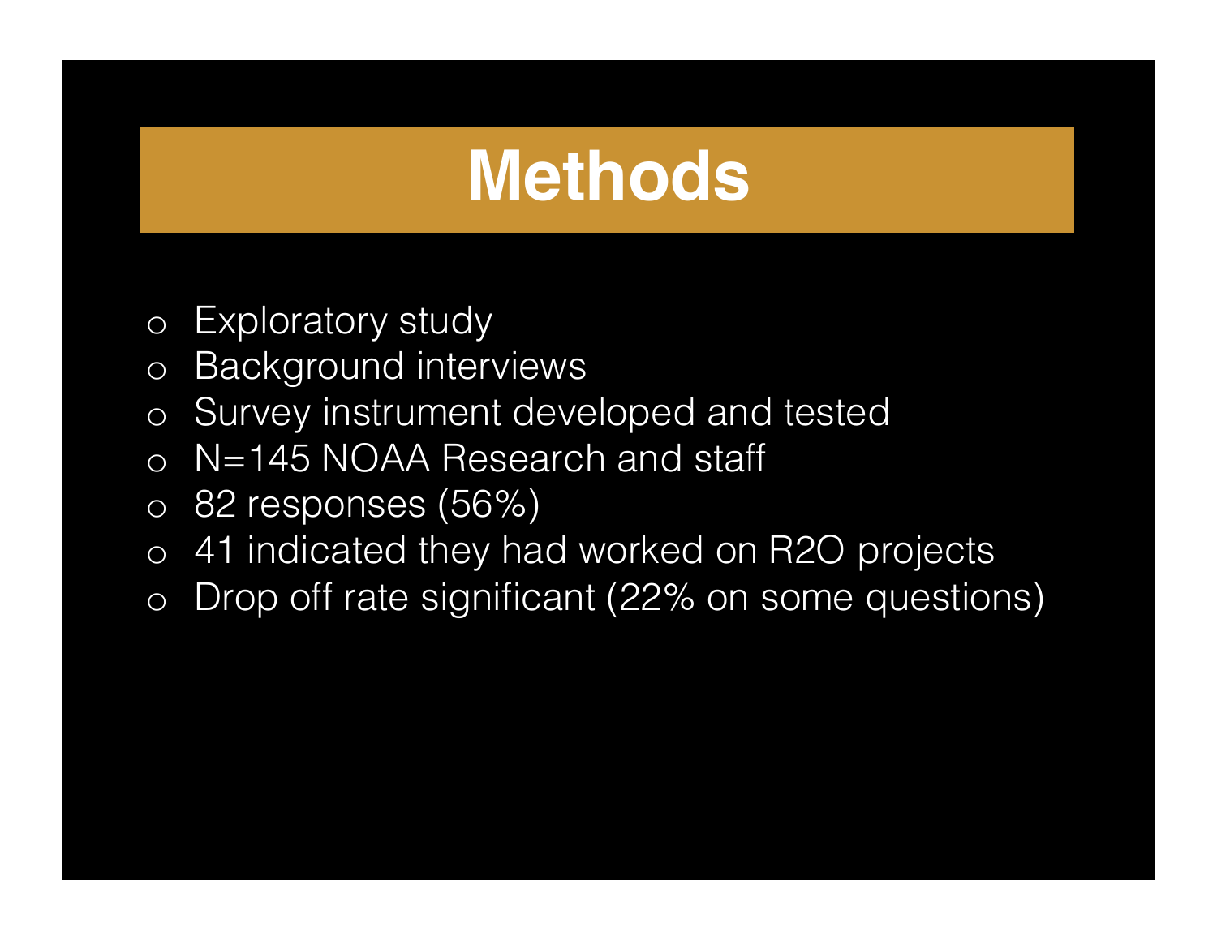# Methods

- Exploratory study
- Background interviews
- Survey instrument developed and tested
- N=145 NOAA Research and staff
- 82 responses (56%)
- 41 indicated they had worked on R2O projects
- Drop off rate significant (22% on some questions)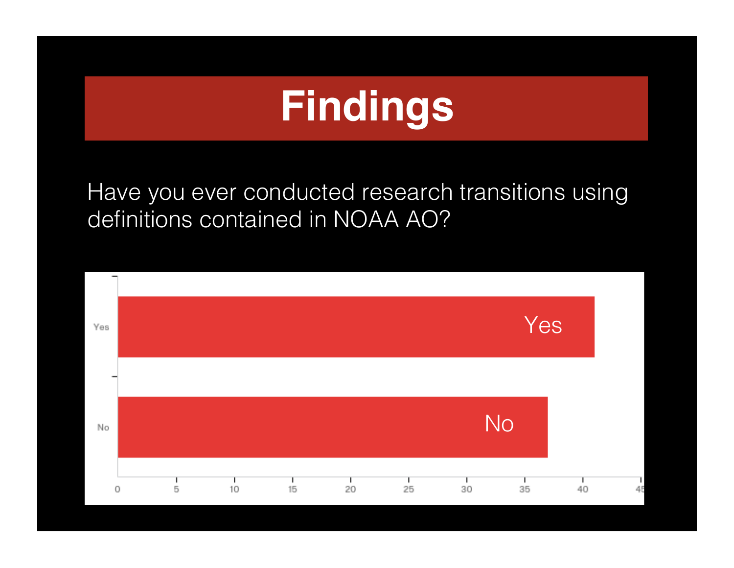# Findings

Have you ever conducted research transitions using definitions contained in NOAA AO?

| Response | Count |
| --- | --- |
| Yes | 41 |
| No | 37 |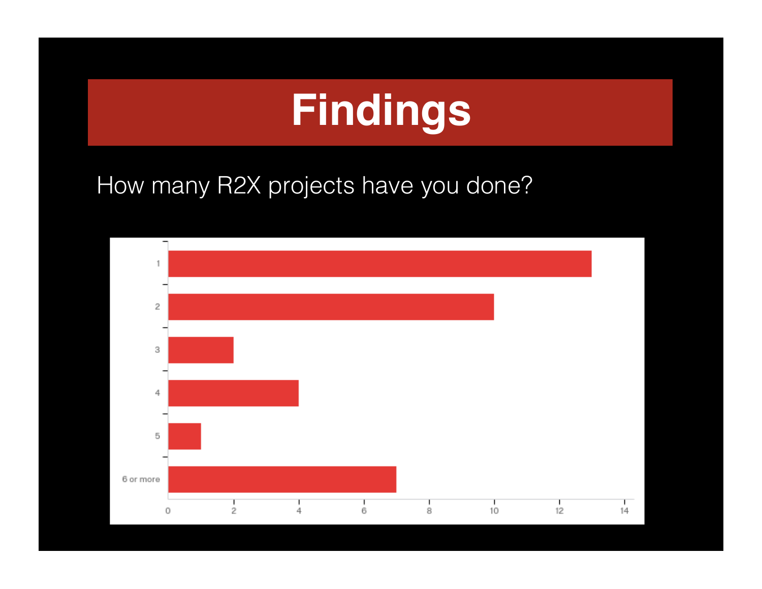# Findings

How many R2X projects have you done?

| Number of projects | Responses |
|---|---|
| 1 | 13 |
| 2 | 10 |
| 3 | 2 |
| 4 | 4 |
| 5 | 1 |
| 6 or more | 7 |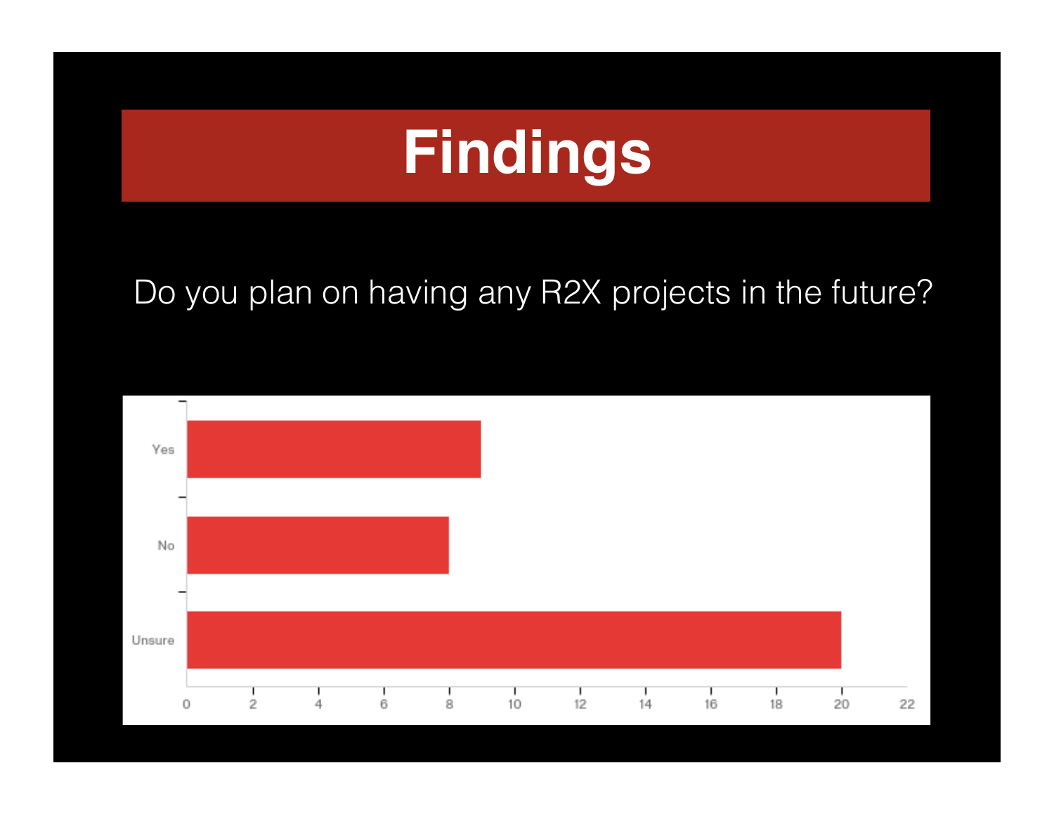# Findings

Do you plan on having any R2X projects in the future?

| Response | Count |
| --- | --- |
| Yes | 9 |
| No | 8 |
| Unsure | 20 |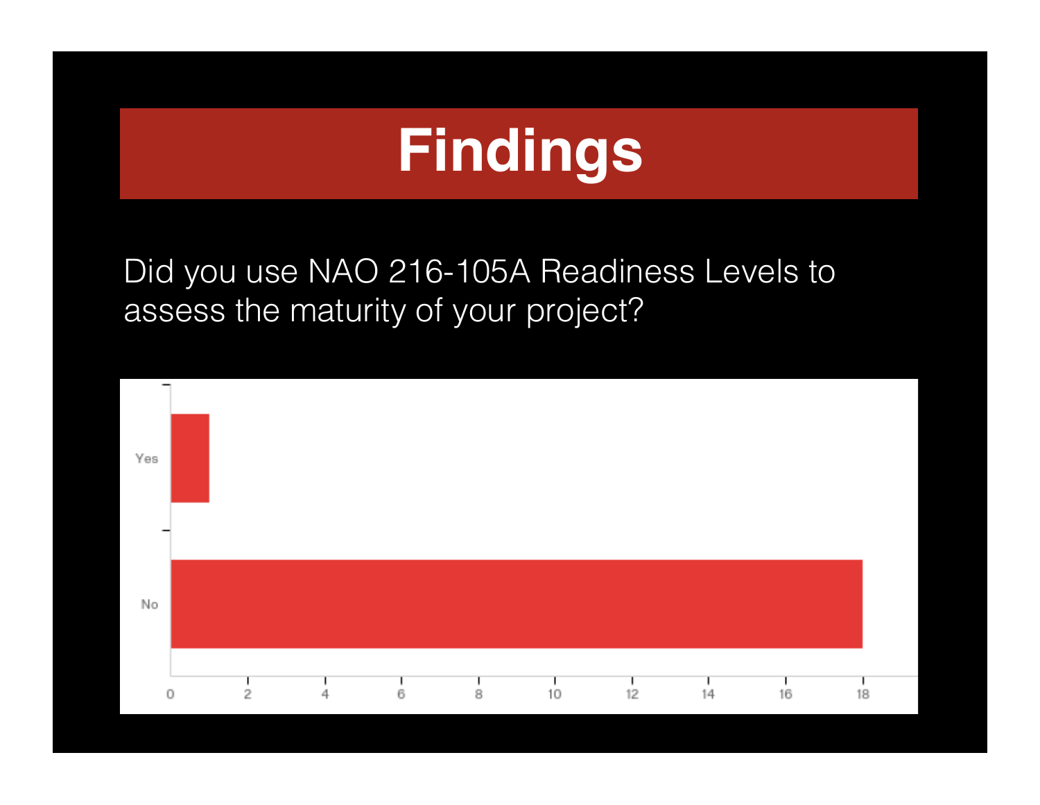# Findings

Did you use NAO 216-105A Readiness Levels to assess the maturity of your project?

| Response | Count |
| --- | --- |
| Yes | 1 |
| No | 18 |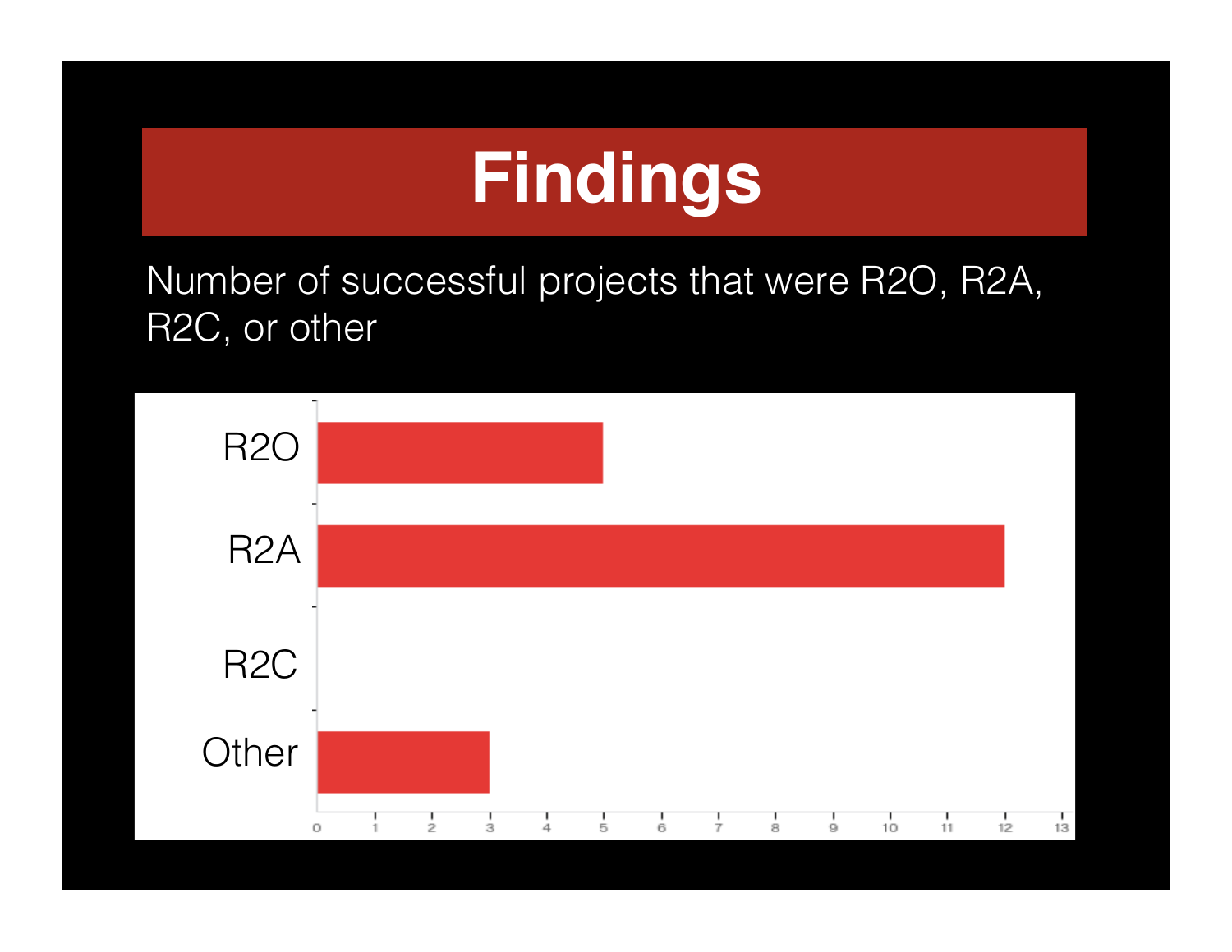# Findings

Number of successful projects that were R2O, R2A, R2C, or other

| Category | Number |
|---|---|
| R2O | 5 |
| R2A | 12 |
| R2C | 0 |
| Other | 3 |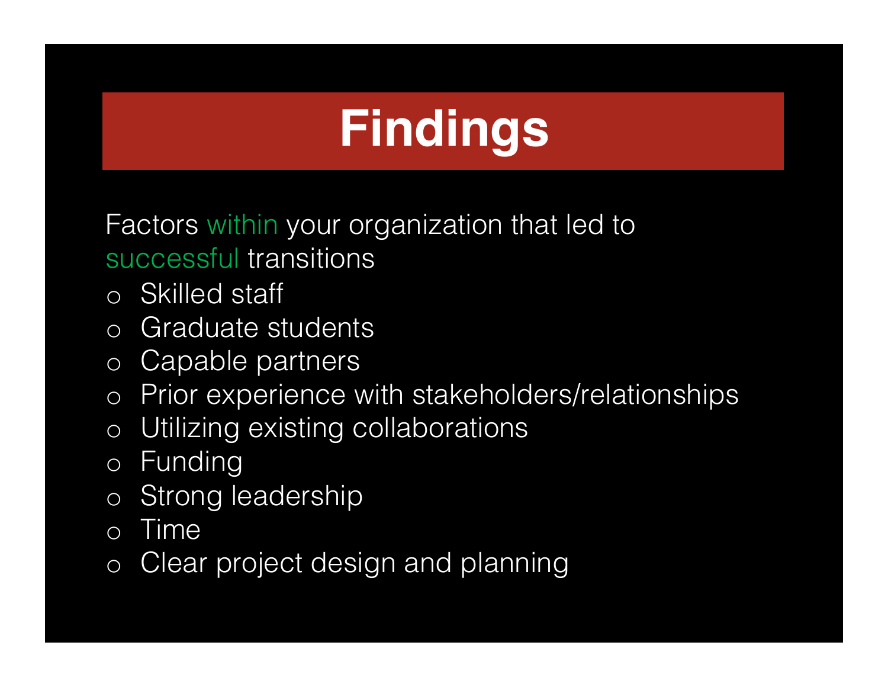# Findings

Factors within your organization that led to successful transitions

- Skilled staff
- Graduate students
- Capable partners
- Prior experience with stakeholders/relationships
- Utilizing existing collaborations
- Funding
- Strong leadership
- Time
- Clear project design and planning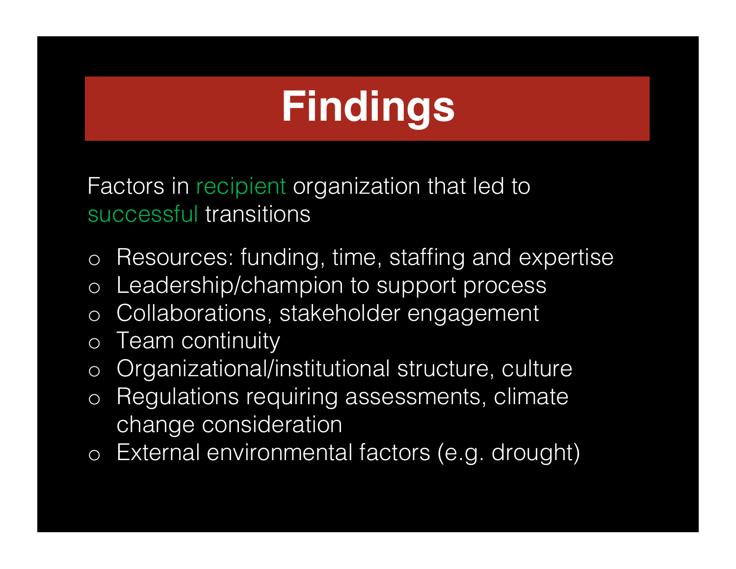# Findings

Factors in recipient organization that led to successful transitions

- Resources: funding, time, staffing and expertise
- Leadership/champion to support process
- Collaborations, stakeholder engagement
- Team continuity
- Organizational/institutional structure, culture
- Regulations requiring assessments, climate change consideration
- External environmental factors (e.g. drought)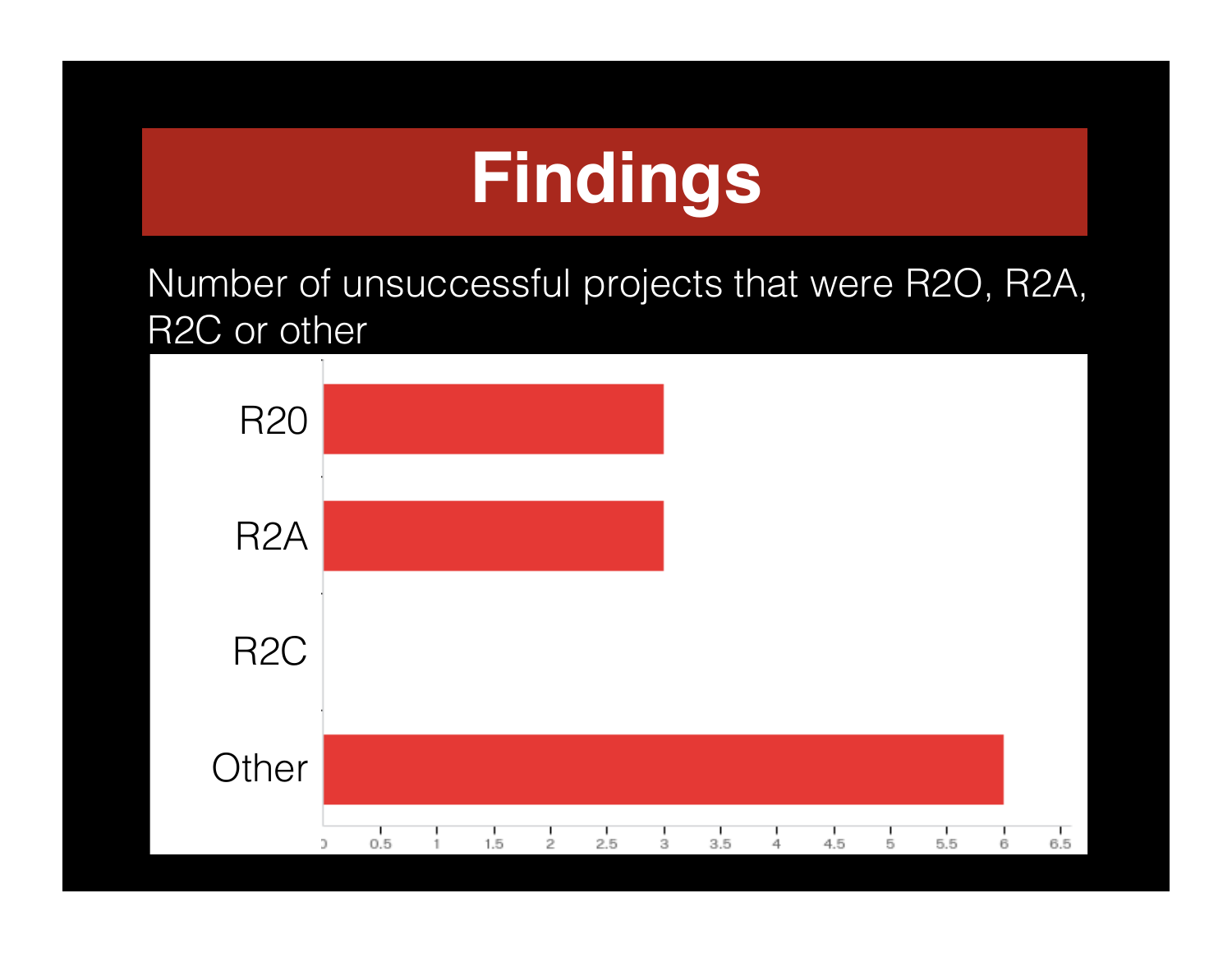# Findings

Number of unsuccessful projects that were R2O, R2A, R2C or other

| Category | Count |
| --- | --- |
| R20 | 3 |
| R2A | 3 |
| R2C | 0 |
| Other | 6 |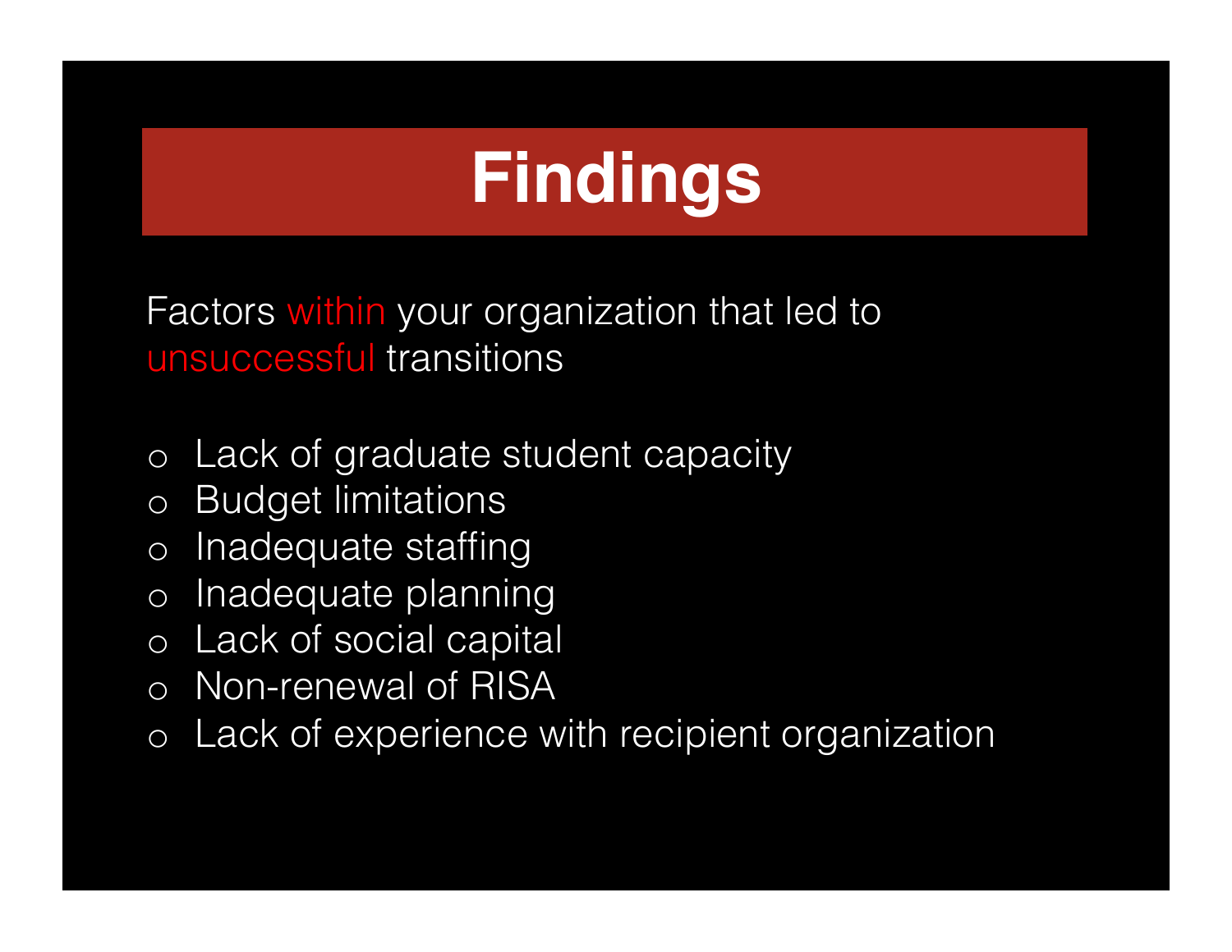# Findings

Factors within your organization that led to unsuccessful transitions

- Lack of graduate student capacity
- Budget limitations
- Inadequate staffing
- Inadequate planning
- Lack of social capital
- Non-renewal of RISA
- Lack of experience with recipient organization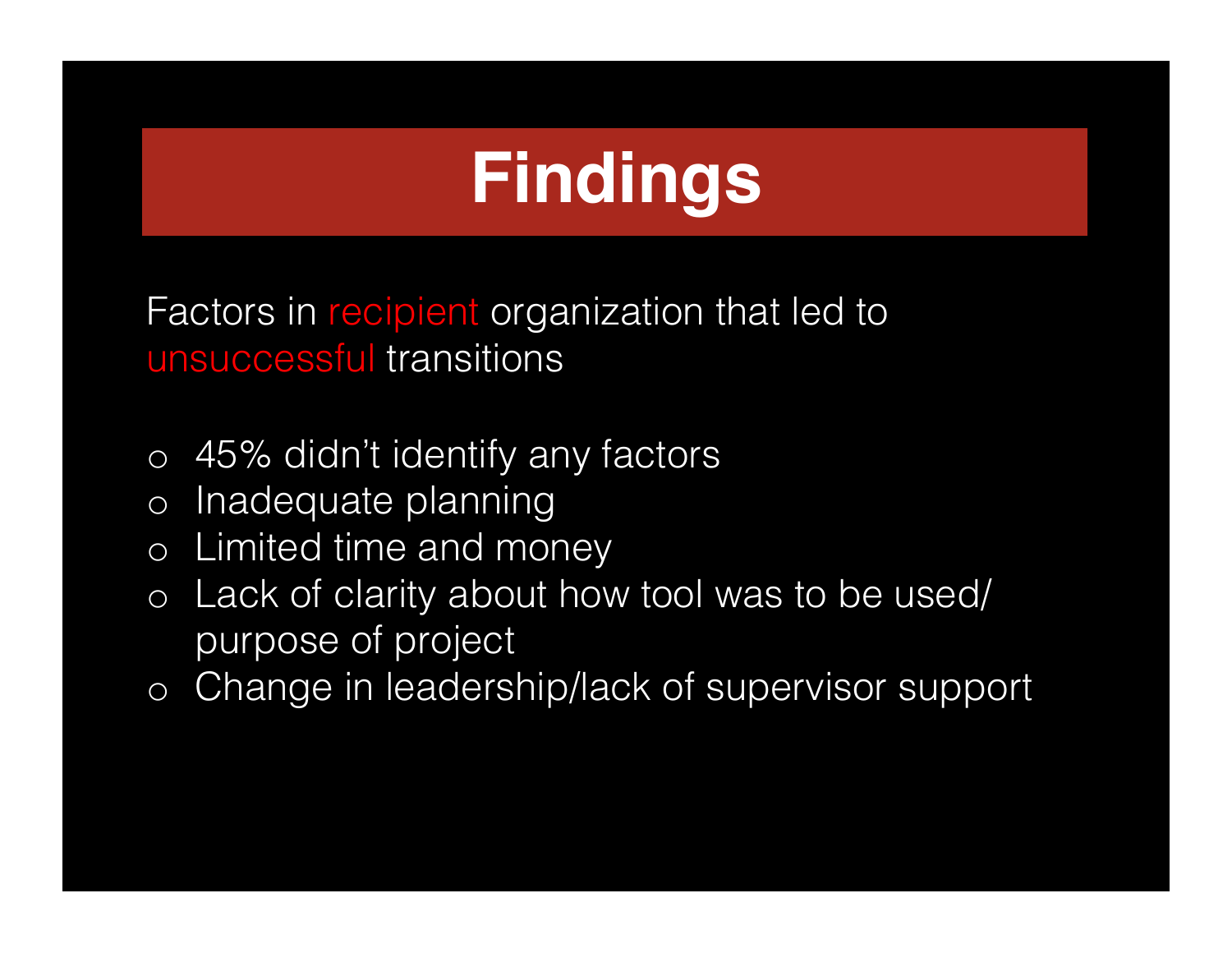# Findings

Factors in recipient organization that led to unsuccessful transitions

- 45% didn't identify any factors
- Inadequate planning
- Limited time and money
- Lack of clarity about how tool was to be used/ purpose of project
- Change in leadership/lack of supervisor support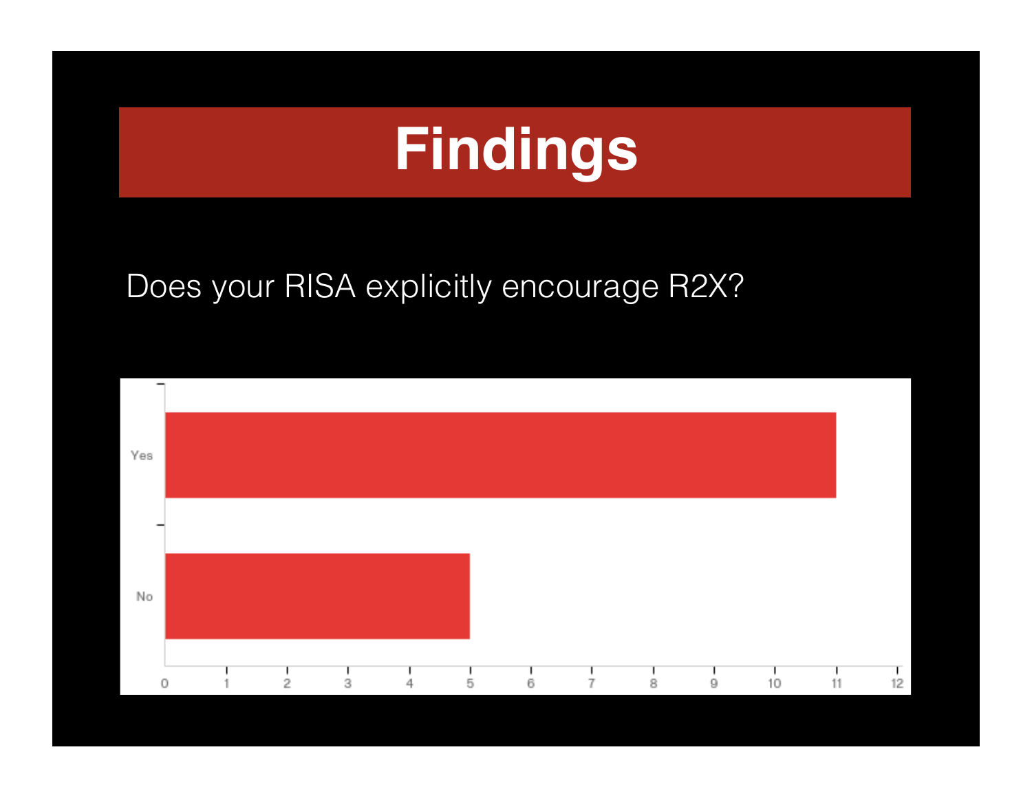# Findings

Does your RISA explicitly encourage R2X?

| Response | Count |
| --- | --- |
| Yes | 11 |
| No | 5 |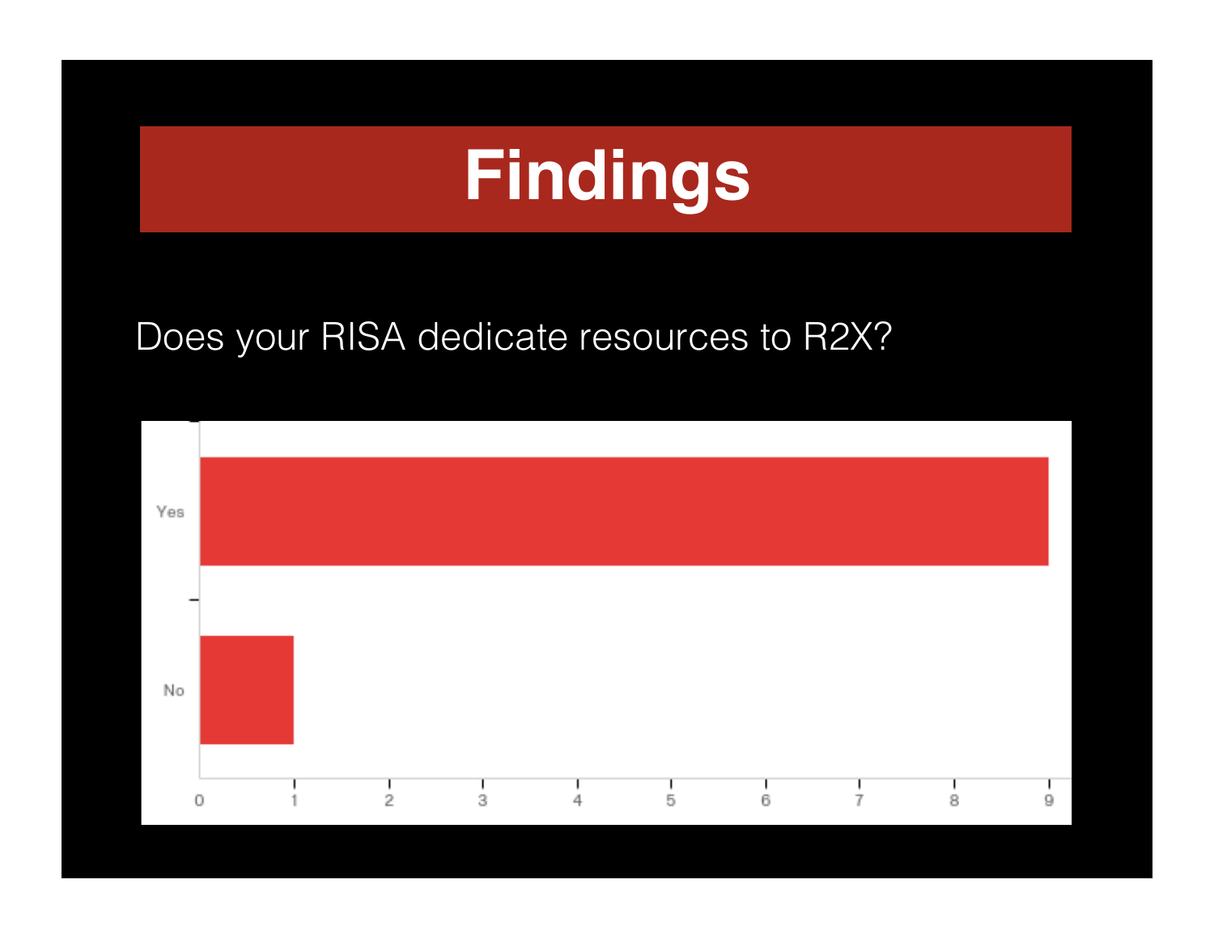# Findings

Does your RISA dedicate resources to R2X?

| Response | Count |
|---|---|
| Yes | 9 |
| No | 1 |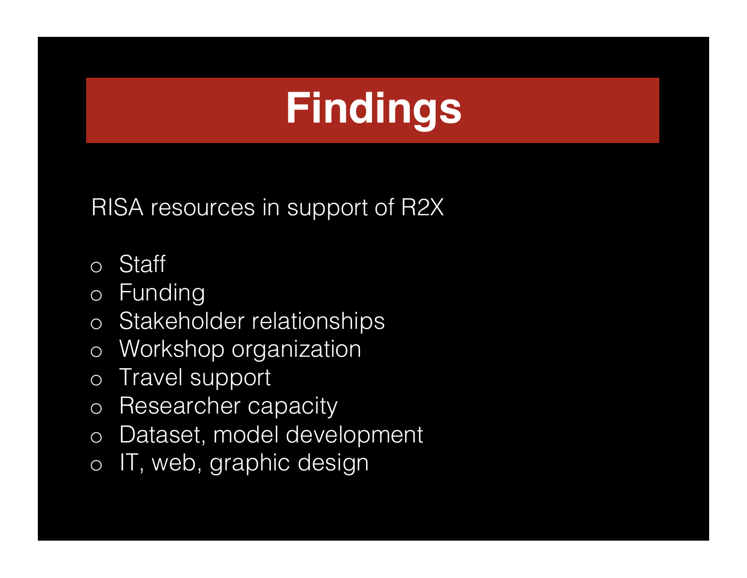# Findings

RISA resources in support of R2X

- Staff
- Funding
- Stakeholder relationships
- Workshop organization
- Travel support
- Researcher capacity
- Dataset, model development
- IT, web, graphic design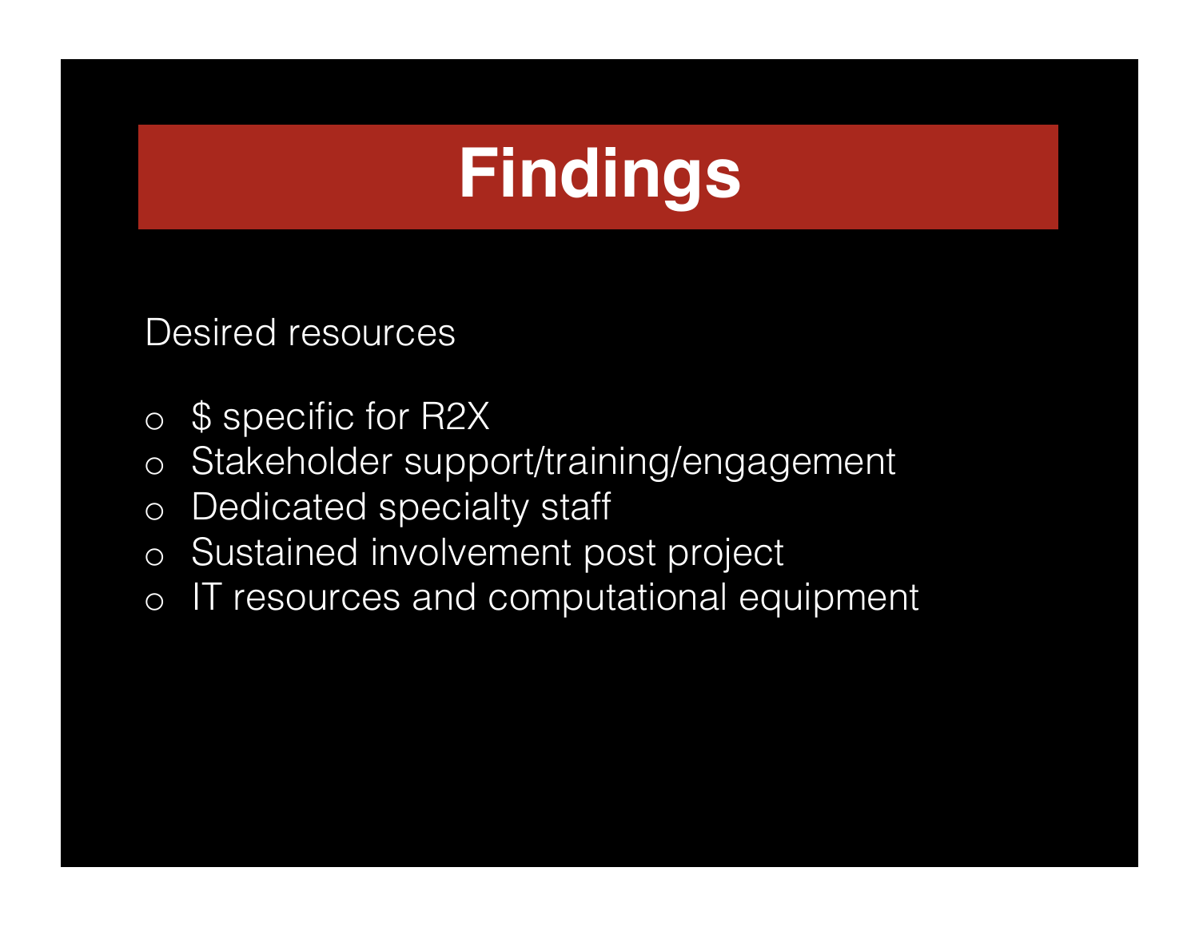# Findings

Desired resources

- $ specific for R2X
- Stakeholder support/training/engagement
- Dedicated specialty staff
- Sustained involvement post project
- IT resources and computational equipment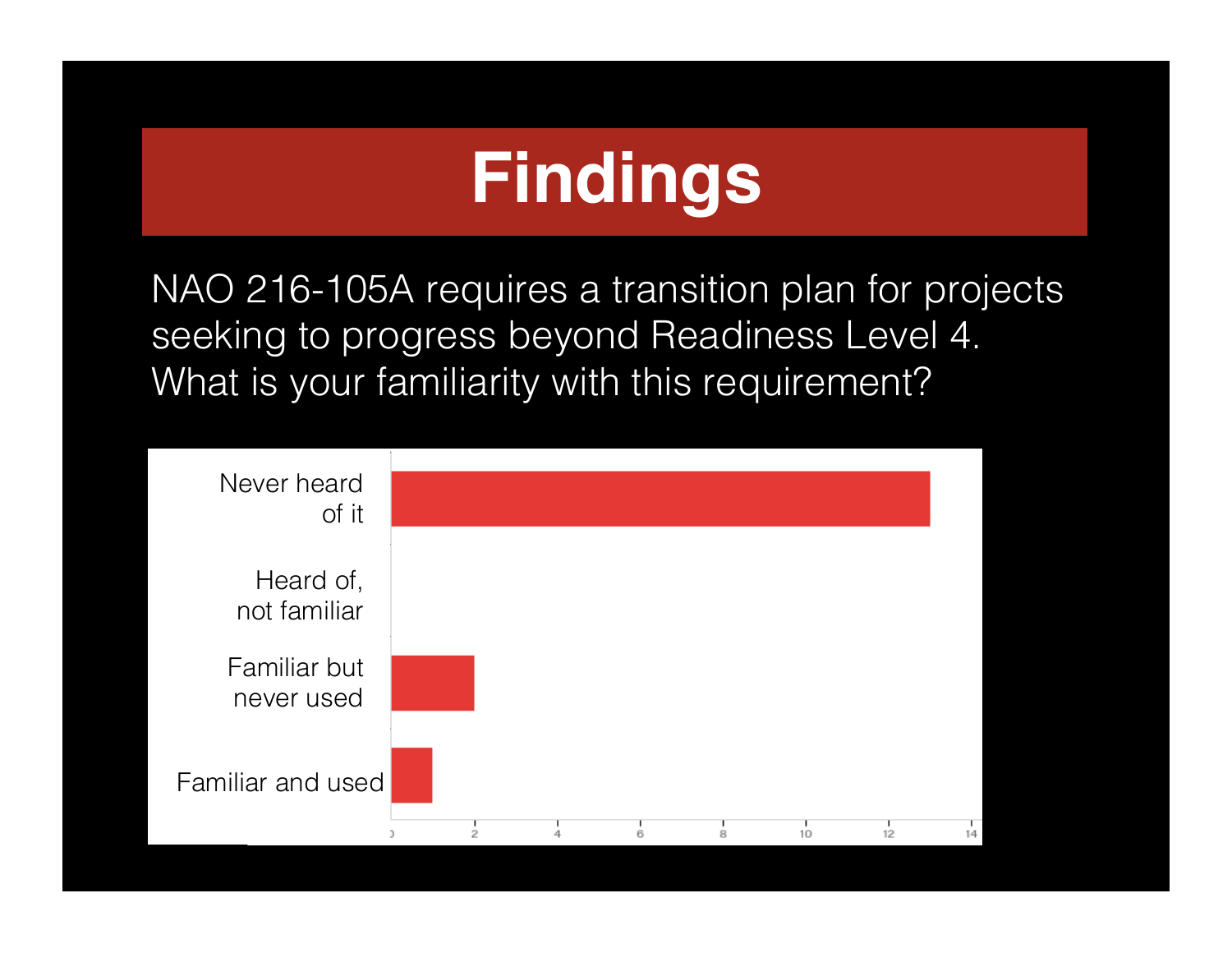# Findings

NAO 216-105A requires a transition plan for projects seeking to progress beyond Readiness Level 4. What is your familiarity with this requirement?

Never heard of it

Heard of, not familiar

Familiar but never used

Familiar and used

0 2 4 6 8 10 12 14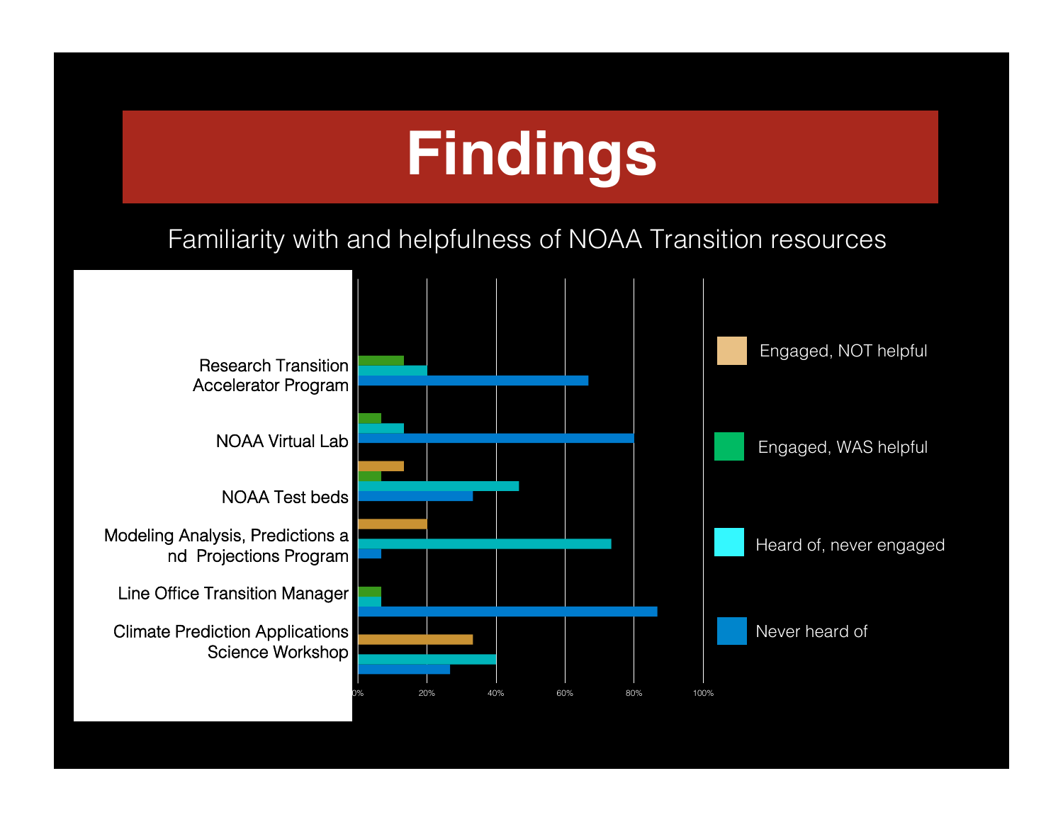# Findings

Familiarity with and helpfulness of NOAA Transition resources

| | Engaged, NOT helpful | Engaged, WAS helpful | Heard of, never engaged | Never heard of |
|---|---|---|---|---|
| Research Transition Accelerator Program | | ~13% | ~20% | ~67% |
| NOAA Virtual Lab | | ~7% | ~13% | ~80% |
| NOAA Test beds | ~13% | ~7% | ~47% | ~33% |
| Modeling Analysis, Predictions and Projections Program | ~20% | | ~73% | ~7% |
| Line Office Transition Manager | | ~7% | ~7% | ~87% |
| Climate Prediction Applications Science Workshop | ~33% | | ~40% | ~27% |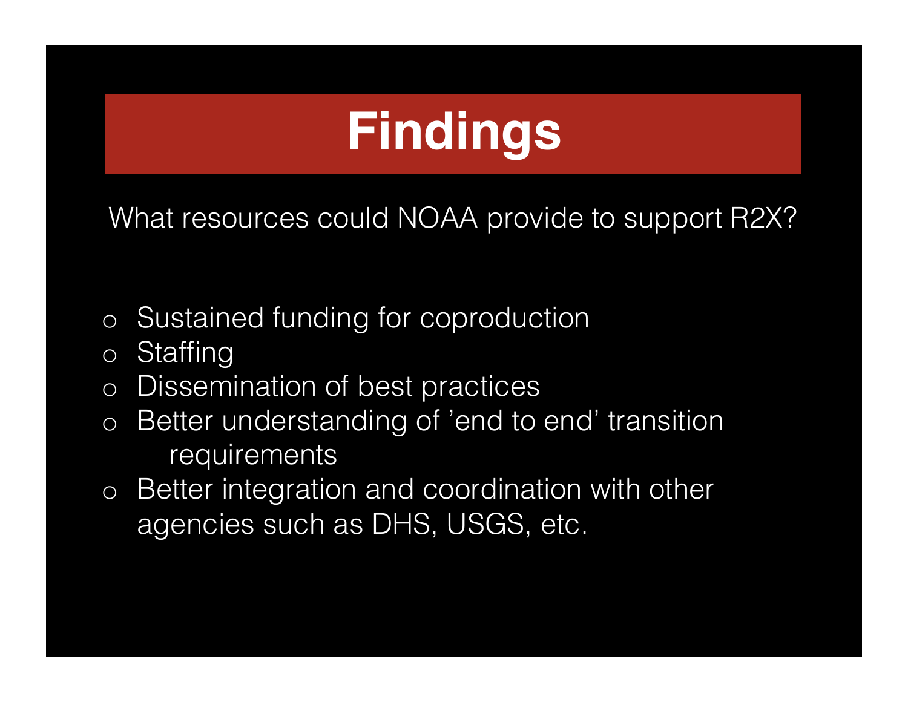# Findings

What resources could NOAA provide to support R2X?

- Sustained funding for coproduction
- Staffing
- Dissemination of best practices
- Better understanding of 'end to end' transition requirements
- Better integration and coordination with other agencies such as DHS, USGS, etc.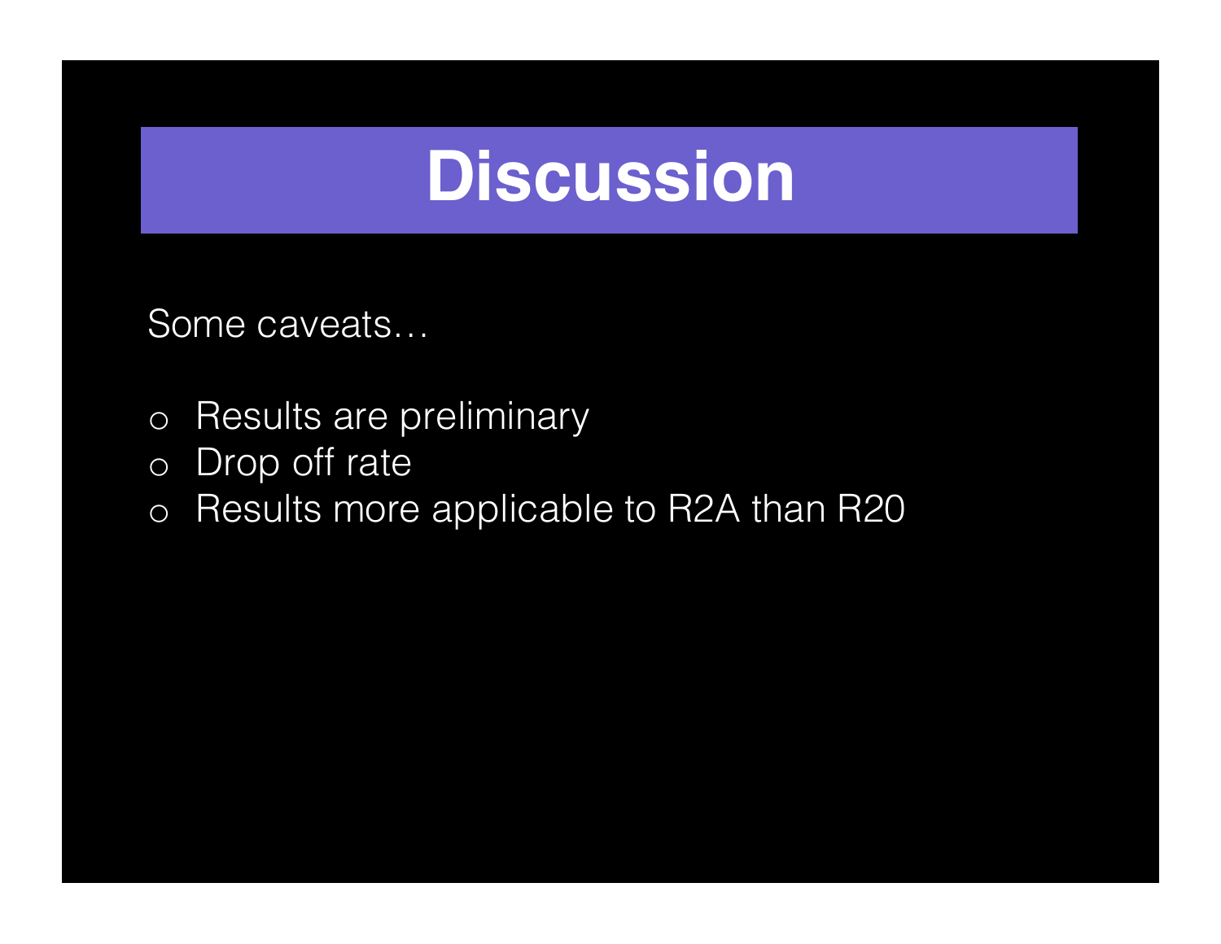# Discussion

Some caveats…

- Results are preliminary
- Drop off rate
- Results more applicable to R2A than R20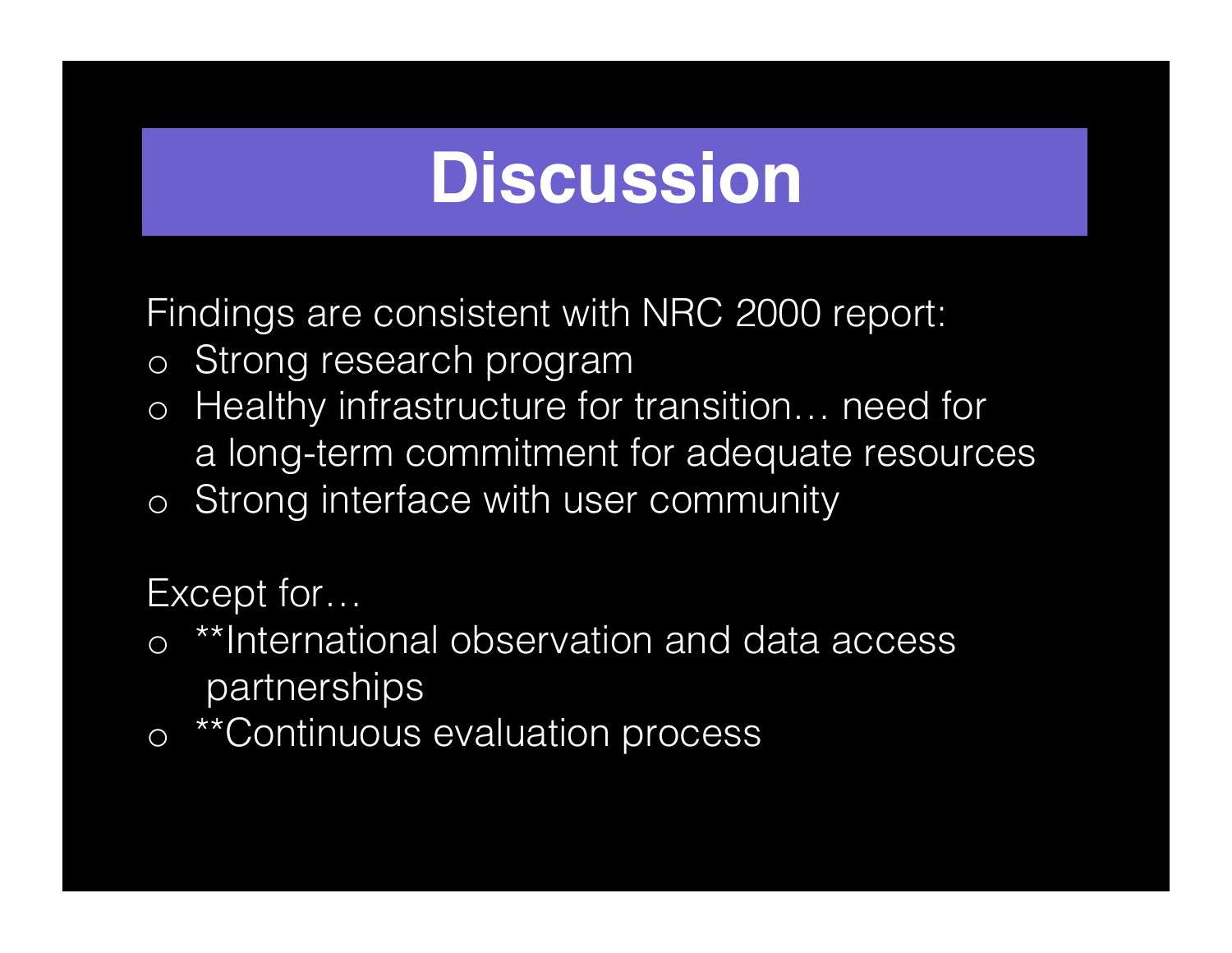# Discussion

Findings are consistent with NRC 2000 report:

- Strong research program
- Healthy infrastructure for transition… need for a long-term commitment for adequate resources
- Strong interface with user community

Except for…

- **International observation and data access partnerships
- **Continuous evaluation process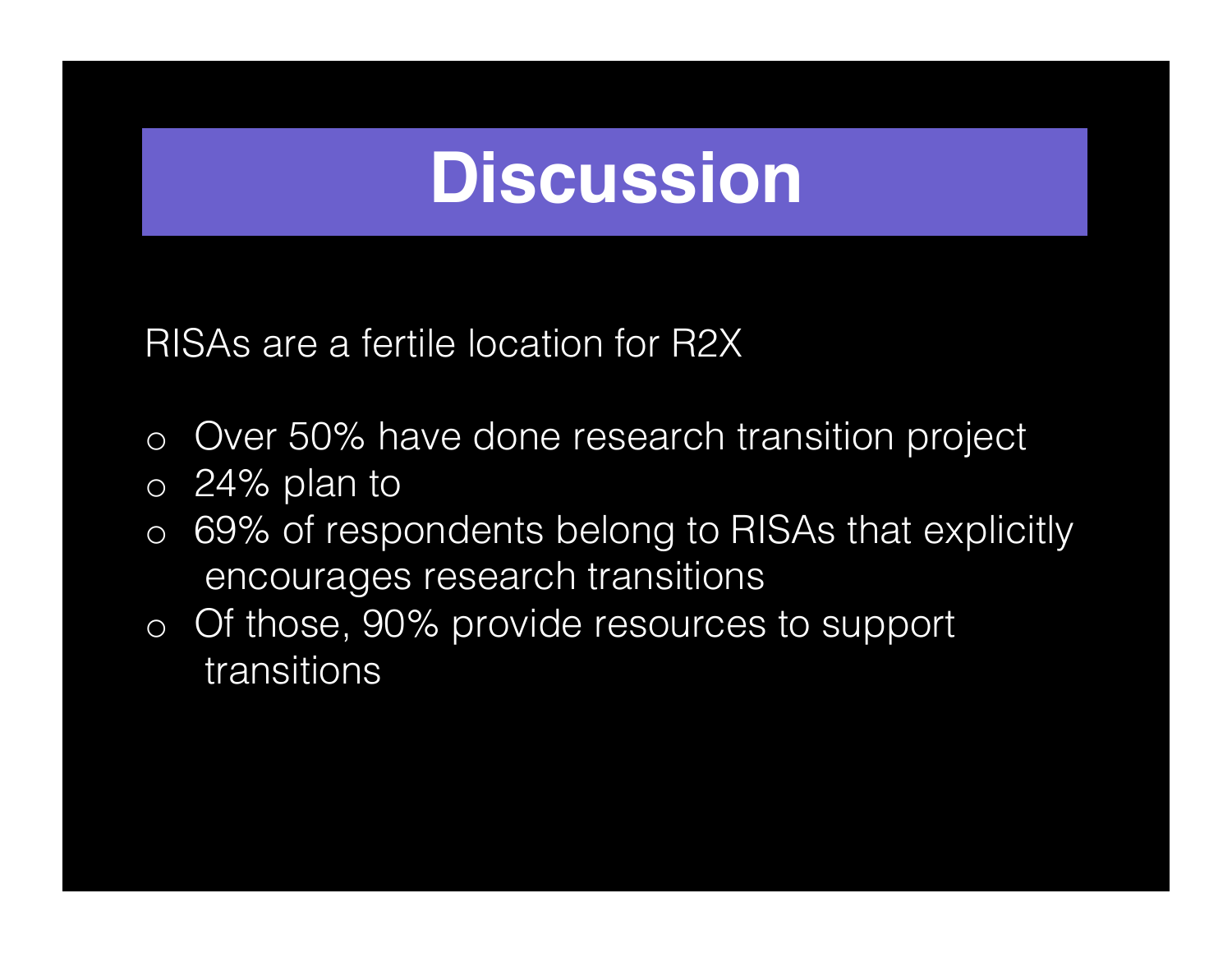# Discussion

RISAs are a fertile location for R2X

- Over 50% have done research transition project
- 24% plan to
- 69% of respondents belong to RISAs that explicitly encourages research transitions
- Of those, 90% provide resources to support transitions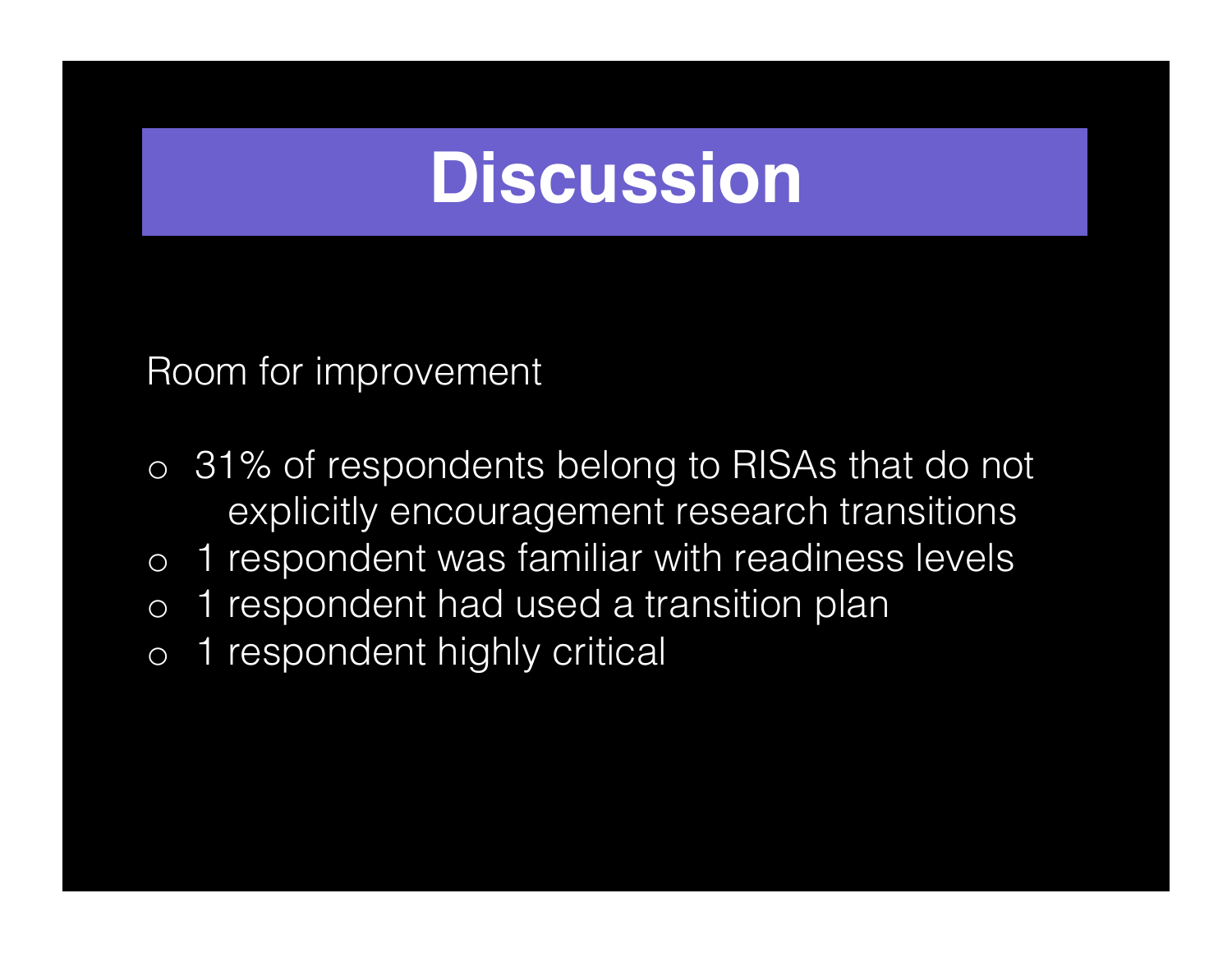# Discussion

Room for improvement

- 31% of respondents belong to RISAs that do not explicitly encouragement research transitions
- 1 respondent was familiar with readiness levels
- 1 respondent had used a transition plan
- 1 respondent highly critical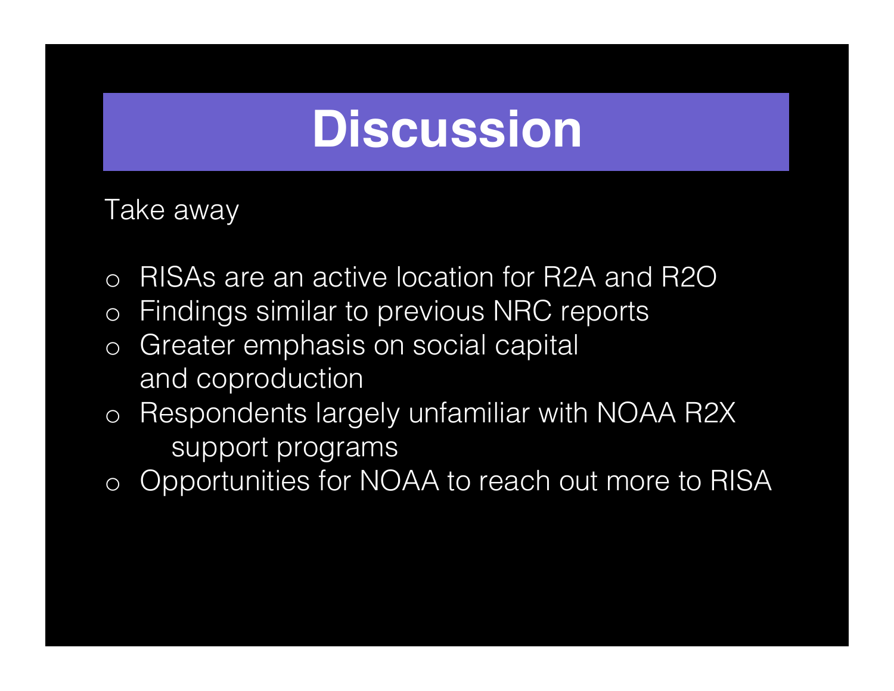# Discussion

Take away

- RISAs are an active location for R2A and R2O
- Findings similar to previous NRC reports
- Greater emphasis on social capital and coproduction
- Respondents largely unfamiliar with NOAA R2X support programs
- Opportunities for NOAA to reach out more to RISA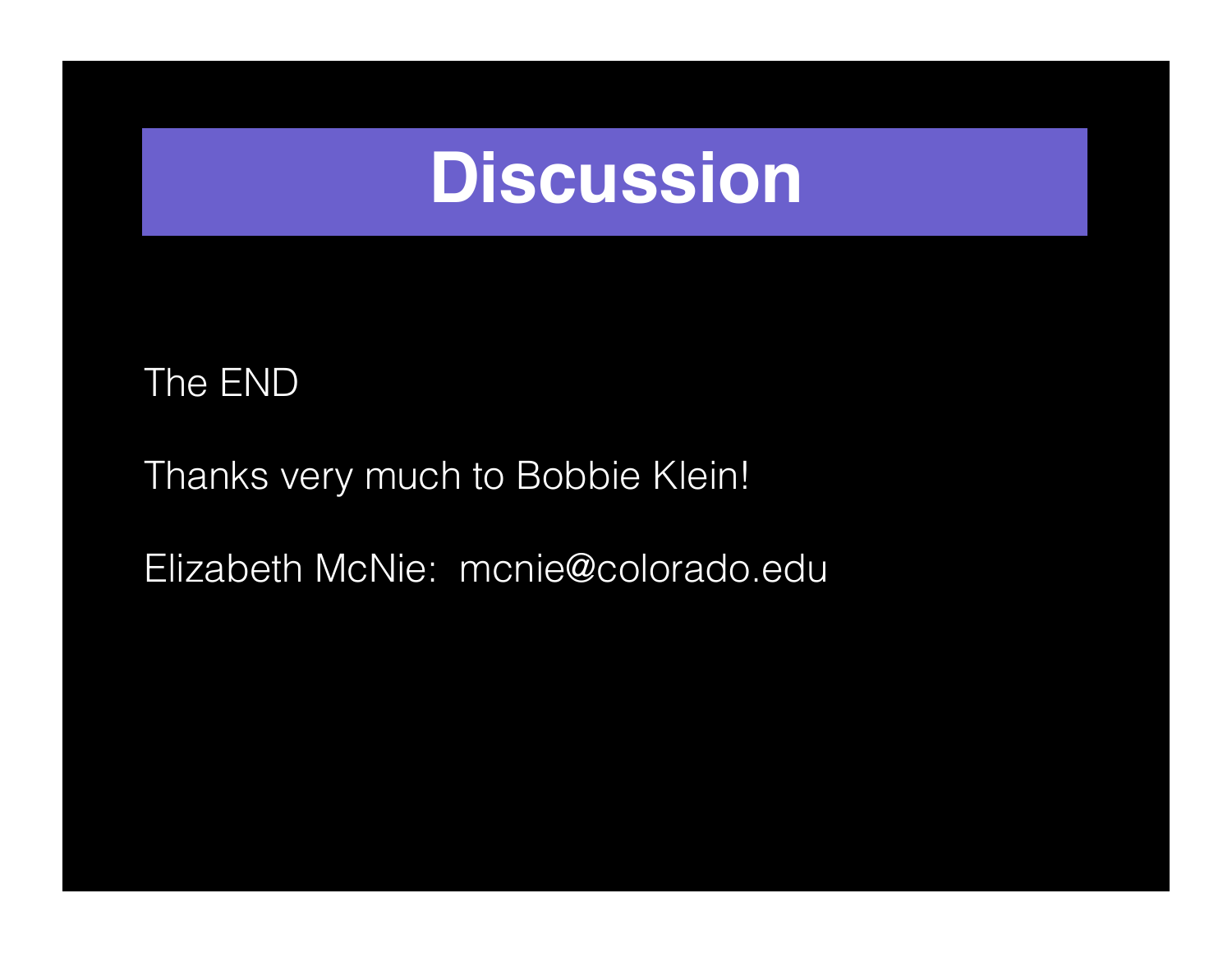# Discussion

The END

Thanks very much to Bobbie Klein!

Elizabeth McNie: mcnie@colorado.edu